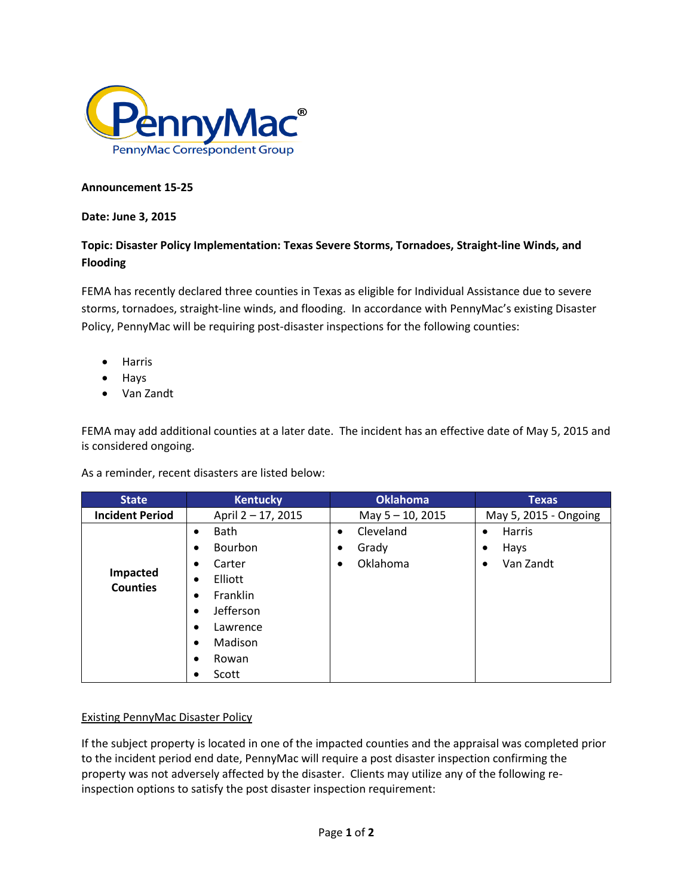**Announcement 15-25**

**Date: June 3, 2015**

**Topic: Disaster Policy Implementation: Texas Severe Storms, Tornadoes, Straight-line Winds, and Flooding**

FEMA has recently declared three counties in Texas as eligible for Individual Assistance due to severe storms, tornadoes, straight-line winds, and flooding. In accordance with PennyMac's existing Disaster Policy, PennyMac will be requiring post-disaster inspections for the following counties:

- Harris
- Hays
- Van Zandt

FEMA may add additional counties at a later date. The incident has an effective date of May 5, 2015 and is considered ongoing.

As a reminder, recent disasters are listed below:

| State | Kentucky | Oklahoma | Texas |
|---|---|---|---|
| **Incident Period** | April 2 – 17, 2015 | May 5 – 10, 2015 | May 5, 2015 - Ongoing |
| **Impacted Counties** | • Bath<br>• Bourbon<br>• Carter<br>• Elliott<br>• Franklin<br>• Jefferson<br>• Lawrence<br>• Madison<br>• Rowan<br>• Scott | • Cleveland<br>• Grady<br>• Oklahoma | • Harris<br>• Hays<br>• Van Zandt |

<u>Existing PennyMac Disaster Policy</u>

If the subject property is located in one of the impacted counties and the appraisal was completed prior to the incident period end date, PennyMac will require a post disaster inspection confirming the property was not adversely affected by the disaster. Clients may utilize any of the following re-inspection options to satisfy the post disaster inspection requirement: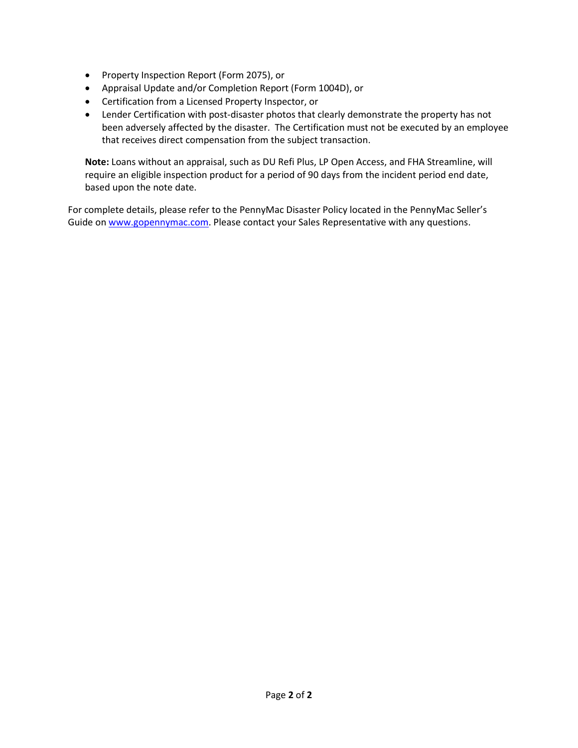- Property Inspection Report (Form 2075), or
- Appraisal Update and/or Completion Report (Form 1004D), or
- Certification from a Licensed Property Inspector, or
- Lender Certification with post-disaster photos that clearly demonstrate the property has not been adversely affected by the disaster. The Certification must not be executed by an employee that receives direct compensation from the subject transaction.

**Note:** Loans without an appraisal, such as DU Refi Plus, LP Open Access, and FHA Streamline, will require an eligible inspection product for a period of 90 days from the incident period end date, based upon the note date.

For complete details, please refer to the PennyMac Disaster Policy located in the PennyMac Seller's Guide on [www.gopennymac.com](http://www.gopennymac.com). Please contact your Sales Representative with any questions.